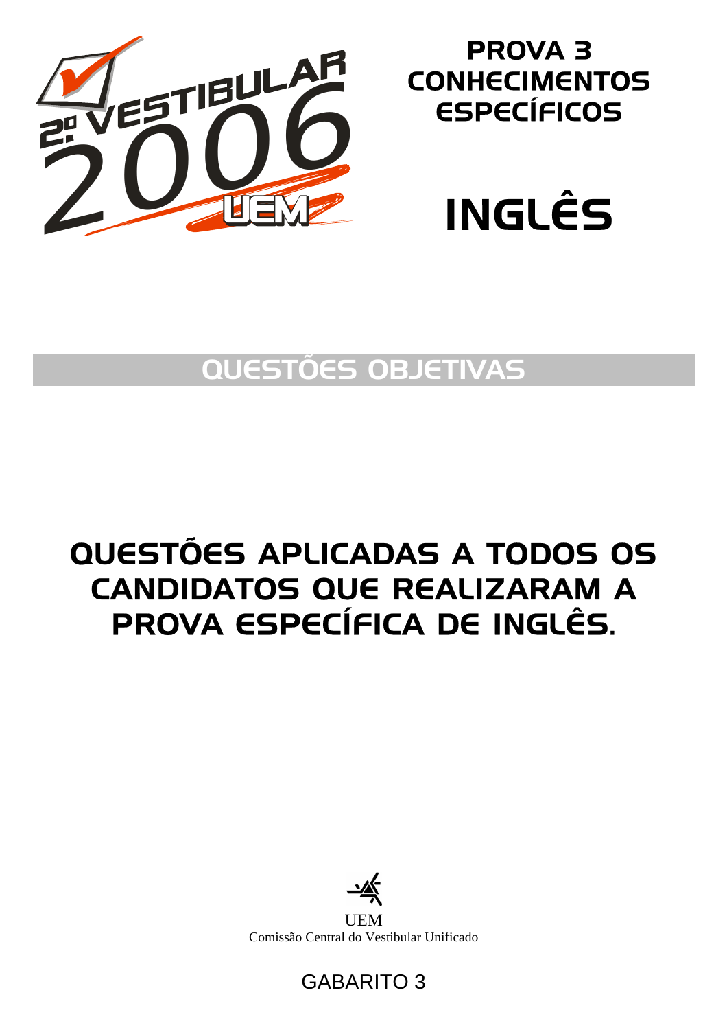2º VESTIBULAR 2006 UEM

# PROVA 3
# CONHECIMENTOS ESPECÍFICOS

# INGLÊS

## QUESTÕES OBJETIVAS

## QUESTÕES APLICADAS A TODOS OS CANDIDATOS QUE REALIZARAM A PROVA ESPECÍFICA DE INGLÊS.

UEM
Comissão Central do Vestibular Unificado

GABARITO 3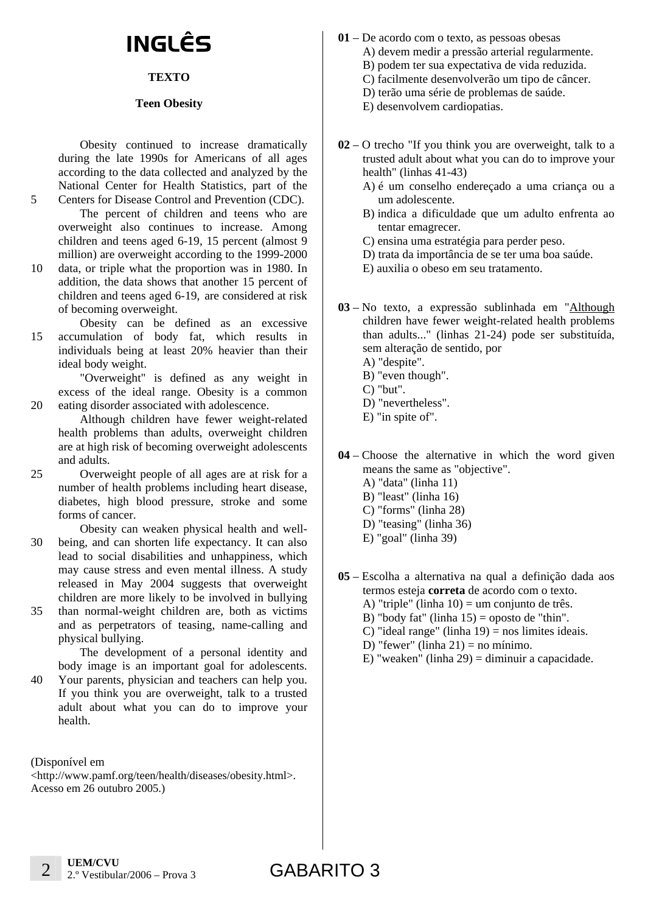# INGLÊS

**TEXTO**

**Teen Obesity**

Obesity continued to increase dramatically during the late 1990s for Americans of all ages according to the data collected and analyzed by the National Center for Health Statistics, part of the Centers for Disease Control and Prevention (CDC).

The percent of children and teens who are overweight also continues to increase. Among children and teens aged 6-19, 15 percent (almost 9 million) are overweight according to the 1999-2000 data, or triple what the proportion was in 1980. In addition, the data shows that another 15 percent of children and teens aged 6-19, are considered at risk of becoming overweight.

Obesity can be defined as an excessive accumulation of body fat, which results in individuals being at least 20% heavier than their ideal body weight.

"Overweight" is defined as any weight in excess of the ideal range. Obesity is a common eating disorder associated with adolescence.

Although children have fewer weight-related health problems than adults, overweight children are at high risk of becoming overweight adolescents and adults.

Overweight people of all ages are at risk for a number of health problems including heart disease, diabetes, high blood pressure, stroke and some forms of cancer.

Obesity can weaken physical health and well-being, and can shorten life expectancy. It can also lead to social disabilities and unhappiness, which may cause stress and even mental illness. A study released in May 2004 suggests that overweight children are more likely to be involved in bullying than normal-weight children are, both as victims and as perpetrators of teasing, name-calling and physical bullying.

The development of a personal identity and body image is an important goal for adolescents. Your parents, physician and teachers can help you. If you think you are overweight, talk to a trusted adult about what you can do to improve your health.

(Disponível em <http://www.pamf.org/teen/health/diseases/obesity.html>. Acesso em 26 outubro 2005.)

**01** – De acordo com o texto, as pessoas obesas

A) devem medir a pressão arterial regularmente.
B) podem ter sua expectativa de vida reduzida.
C) facilmente desenvolverão um tipo de câncer.
D) terão uma série de problemas de saúde.
E) desenvolvem cardiopatias.

**02** – O trecho "If you think you are overweight, talk to a trusted adult about what you can do to improve your health" (linhas 41-43)

A) é um conselho endereçado a uma criança ou a um adolescente.
B) indica a dificuldade que um adulto enfrenta ao tentar emagrecer.
C) ensina uma estratégia para perder peso.
D) trata da importância de se ter uma boa saúde.
E) auxilia o obeso em seu tratamento.

**03** – No texto, a expressão sublinhada em "<u>Although</u> children have fewer weight-related health problems than adults..." (linhas 21-24) pode ser substituída, sem alteração de sentido, por

A) "despite".
B) "even though".
C) "but".
D) "nevertheless".
E) "in spite of".

**04** – Choose the alternative in which the word given means the same as "objective".

A) "data" (linha 11)
B) "least" (linha 16)
C) "forms" (linha 28)
D) "teasing" (linha 36)
E) "goal" (linha 39)

**05** – Escolha a alternativa na qual a definição dada aos termos esteja **correta** de acordo com o texto.

A) "triple" (linha 10) = um conjunto de três.
B) "body fat" (linha 15) = oposto de "thin".
C) "ideal range" (linha 19) = nos limites ideais.
D) "fewer" (linha 21) = no mínimo.
E) "weaken" (linha 29) = diminuir a capacidade.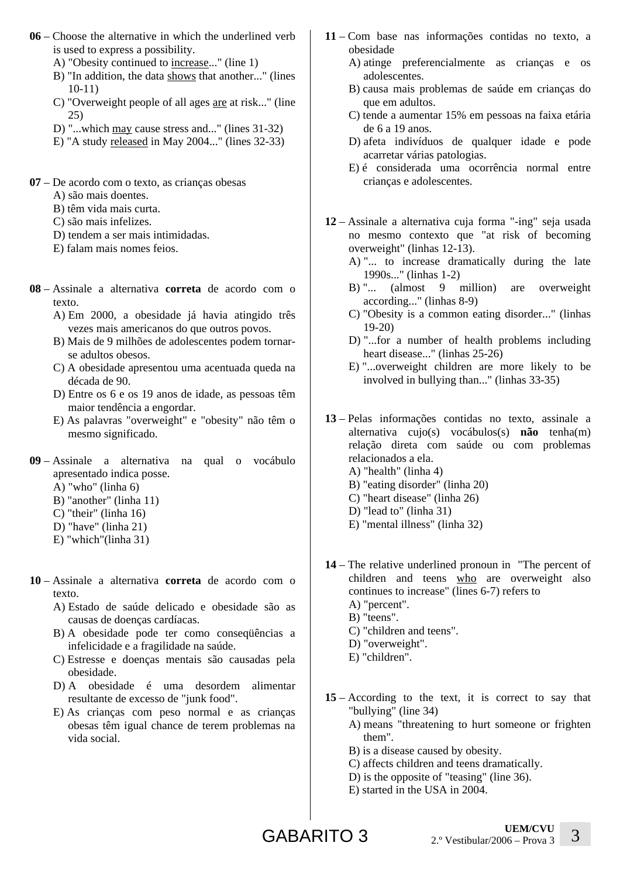**06** – Choose the alternative in which the underlined verb is used to express a possibility.

A) "Obesity continued to <u>increase</u>..." (line 1)
B) "In addition, the data <u>shows</u> that another..." (lines 10-11)
C) "Overweight people of all ages <u>are</u> at risk..." (line 25)
D) "...which <u>may</u> cause stress and..." (lines 31-32)
E) "A study <u>released</u> in May 2004..." (lines 32-33)

**07** – De acordo com o texto, as crianças obesas

A) são mais doentes.
B) têm vida mais curta.
C) são mais infelizes.
D) tendem a ser mais intimidadas.
E) falam mais nomes feios.

**08** – Assinale a alternativa **correta** de acordo com o texto.

A) Em 2000, a obesidade já havia atingido três vezes mais americanos do que outros povos.
B) Mais de 9 milhões de adolescentes podem tornar-se adultos obesos.
C) A obesidade apresentou uma acentuada queda na década de 90.
D) Entre os 6 e os 19 anos de idade, as pessoas têm maior tendência a engordar.
E) As palavras "overweight" e "obesity" não têm o mesmo significado.

**09** – Assinale a alternativa na qual o vocábulo apresentado indica posse.

A) "who" (linha 6)
B) "another" (linha 11)
C) "their" (linha 16)
D) "have" (linha 21)
E) "which"(linha 31)

**10** – Assinale a alternativa **correta** de acordo com o texto.

A) Estado de saúde delicado e obesidade são as causas de doenças cardíacas.
B) A obesidade pode ter como conseqüências a infelicidade e a fragilidade na saúde.
C) Estresse e doenças mentais são causadas pela obesidade.
D) A obesidade é uma desordem alimentar resultante de excesso de "junk food".
E) As crianças com peso normal e as crianças obesas têm igual chance de terem problemas na vida social.

**11** – Com base nas informações contidas no texto, a obesidade

A) atinge preferencialmente as crianças e os adolescentes.
B) causa mais problemas de saúde em crianças do que em adultos.
C) tende a aumentar 15% em pessoas na faixa etária de 6 a 19 anos.
D) afeta indivíduos de qualquer idade e pode acarretar várias patologias.
E) é considerada uma ocorrência normal entre crianças e adolescentes.

**12** – Assinale a alternativa cuja forma "-ing" seja usada no mesmo contexto que "at risk of becoming overweight" (linhas 12-13).

A) "... to increase dramatically during the late 1990s..." (linhas 1-2)
B) "... (almost 9 million) are overweight according..." (linhas 8-9)
C) "Obesity is a common eating disorder..." (linhas 19-20)
D) "...for a number of health problems including heart disease..." (linhas 25-26)
E) "...overweight children are more likely to be involved in bullying than..." (linhas 33-35)

**13** – Pelas informações contidas no texto, assinale a alternativa cujo(s) vocábulos(s) **não** tenha(m) relação direta com saúde ou com problemas relacionados a ela.

A) "health" (linha 4)
B) "eating disorder" (linha 20)
C) "heart disease" (linha 26)
D) "lead to" (linha 31)
E) "mental illness" (linha 32)

**14** – The relative underlined pronoun in "The percent of children and teens <u>who</u> are overweight also continues to increase" (lines 6-7) refers to

A) "percent".
B) "teens".
C) "children and teens".
D) "overweight".
E) "children".

**15** – According to the text, it is correct to say that "bullying" (line 34)

A) means "threatening to hurt someone or frighten them".
B) is a disease caused by obesity.
C) affects children and teens dramatically.
D) is the opposite of "teasing" (line 36).
E) started in the USA in 2004.

GABARITO 3